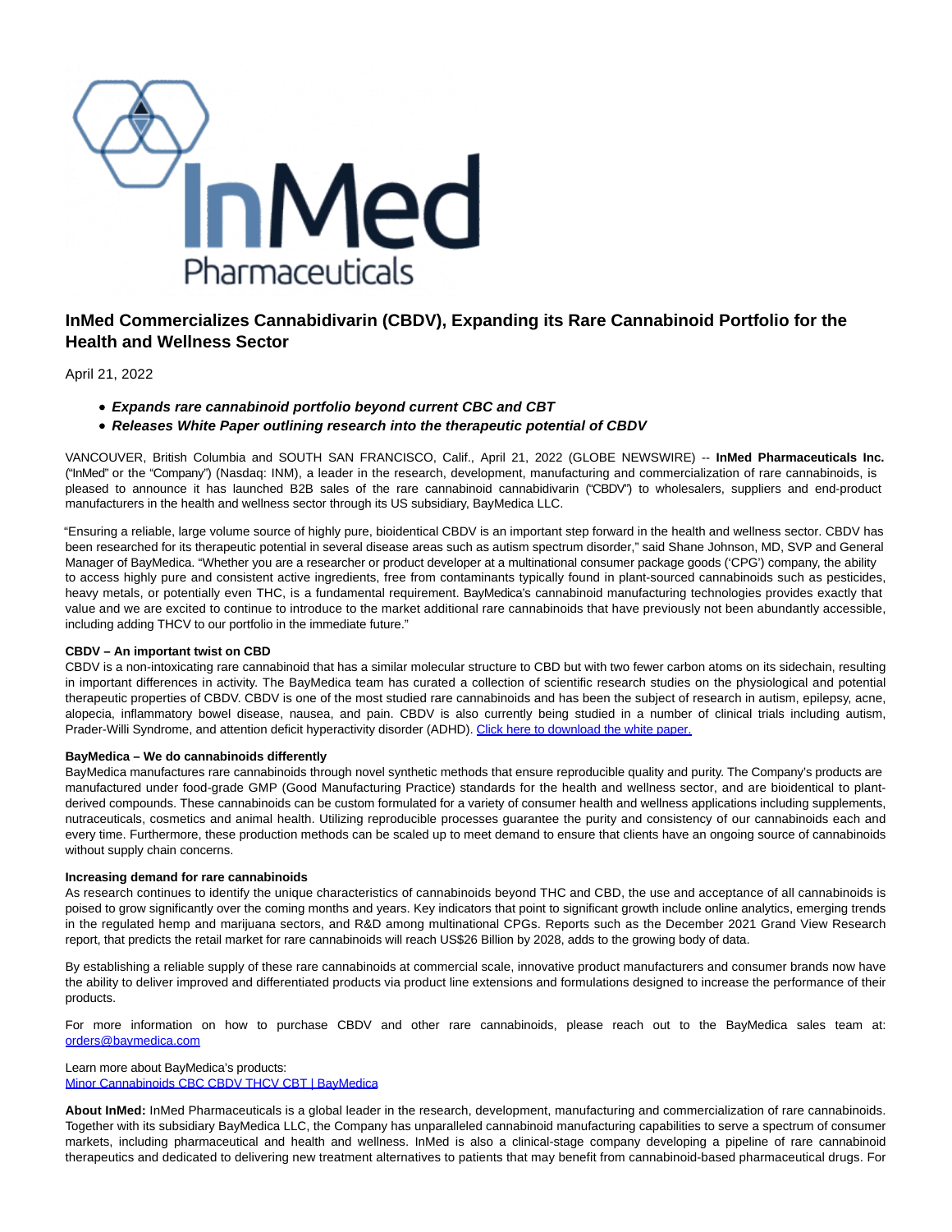# InMed Commercializes Cannabidivarin (CBDV), Expanding its Rare Cannabinoid Portfolio for the Health and Wellness Sector

April 21, 2022

- ***Expands rare cannabinoid portfolio beyond current CBC and CBT***
- ***Releases White Paper outlining research into the therapeutic potential of CBDV***

VANCOUVER, British Columbia and SOUTH SAN FRANCISCO, Calif., April 21, 2022 (GLOBE NEWSWIRE) -- **InMed Pharmaceuticals Inc.** ("InMed" or the "Company") (Nasdaq: INM), a leader in the research, development, manufacturing and commercialization of rare cannabinoids, is pleased to announce it has launched B2B sales of the rare cannabinoid cannabidivarin ("CBDV") to wholesalers, suppliers and end-product manufacturers in the health and wellness sector through its US subsidiary, BayMedica LLC.

"Ensuring a reliable, large volume source of highly pure, bioidentical CBDV is an important step forward in the health and wellness sector. CBDV has been researched for its therapeutic potential in several disease areas such as autism spectrum disorder," said Shane Johnson, MD, SVP and General Manager of BayMedica. "Whether you are a researcher or product developer at a multinational consumer package goods ('CPG') company, the ability to access highly pure and consistent active ingredients, free from contaminants typically found in plant-sourced cannabinoids such as pesticides, heavy metals, or potentially even THC, is a fundamental requirement. BayMedica's cannabinoid manufacturing technologies provides exactly that value and we are excited to continue to introduce to the market additional rare cannabinoids that have previously not been abundantly accessible, including adding THCV to our portfolio in the immediate future."

**CBDV – An important twist on CBD**
CBDV is a non-intoxicating rare cannabinoid that has a similar molecular structure to CBD but with two fewer carbon atoms on its sidechain, resulting in important differences in activity. The BayMedica team has curated a collection of scientific research studies on the physiological and potential therapeutic properties of CBDV. CBDV is one of the most studied rare cannabinoids and has been the subject of research in autism, epilepsy, acne, alopecia, inflammatory bowel disease, nausea, and pain. CBDV is also currently being studied in a number of clinical trials including autism, Prader-Willi Syndrome, and attention deficit hyperactivity disorder (ADHD). [Click here to download the white paper.]

**BayMedica – We do cannabinoids differently**
BayMedica manufactures rare cannabinoids through novel synthetic methods that ensure reproducible quality and purity. The Company's products are manufactured under food-grade GMP (Good Manufacturing Practice) standards for the health and wellness sector, and are bioidentical to plant-derived compounds. These cannabinoids can be custom formulated for a variety of consumer health and wellness applications including supplements, nutraceuticals, cosmetics and animal health. Utilizing reproducible processes guarantee the purity and consistency of our cannabinoids each and every time. Furthermore, these production methods can be scaled up to meet demand to ensure that clients have an ongoing source of cannabinoids without supply chain concerns.

**Increasing demand for rare cannabinoids**
As research continues to identify the unique characteristics of cannabinoids beyond THC and CBD, the use and acceptance of all cannabinoids is poised to grow significantly over the coming months and years. Key indicators that point to significant growth include online analytics, emerging trends in the regulated hemp and marijuana sectors, and R&D among multinational CPGs. Reports such as the December 2021 Grand View Research report, that predicts the retail market for rare cannabinoids will reach US$26 Billion by 2028, adds to the growing body of data.

By establishing a reliable supply of these rare cannabinoids at commercial scale, innovative product manufacturers and consumer brands now have the ability to deliver improved and differentiated products via product line extensions and formulations designed to increase the performance of their products.

For more information on how to purchase CBDV and other rare cannabinoids, please reach out to the BayMedica sales team at: orders@baymedica.com

Learn more about BayMedica's products:
Minor Cannabinoids CBC CBDV THCV CBT | BayMedica

**About InMed:** InMed Pharmaceuticals is a global leader in the research, development, manufacturing and commercialization of rare cannabinoids. Together with its subsidiary BayMedica LLC, the Company has unparalleled cannabinoid manufacturing capabilities to serve a spectrum of consumer markets, including pharmaceutical and health and wellness. InMed is also a clinical-stage company developing a pipeline of rare cannabinoid therapeutics and dedicated to delivering new treatment alternatives to patients that may benefit from cannabinoid-based pharmaceutical drugs. For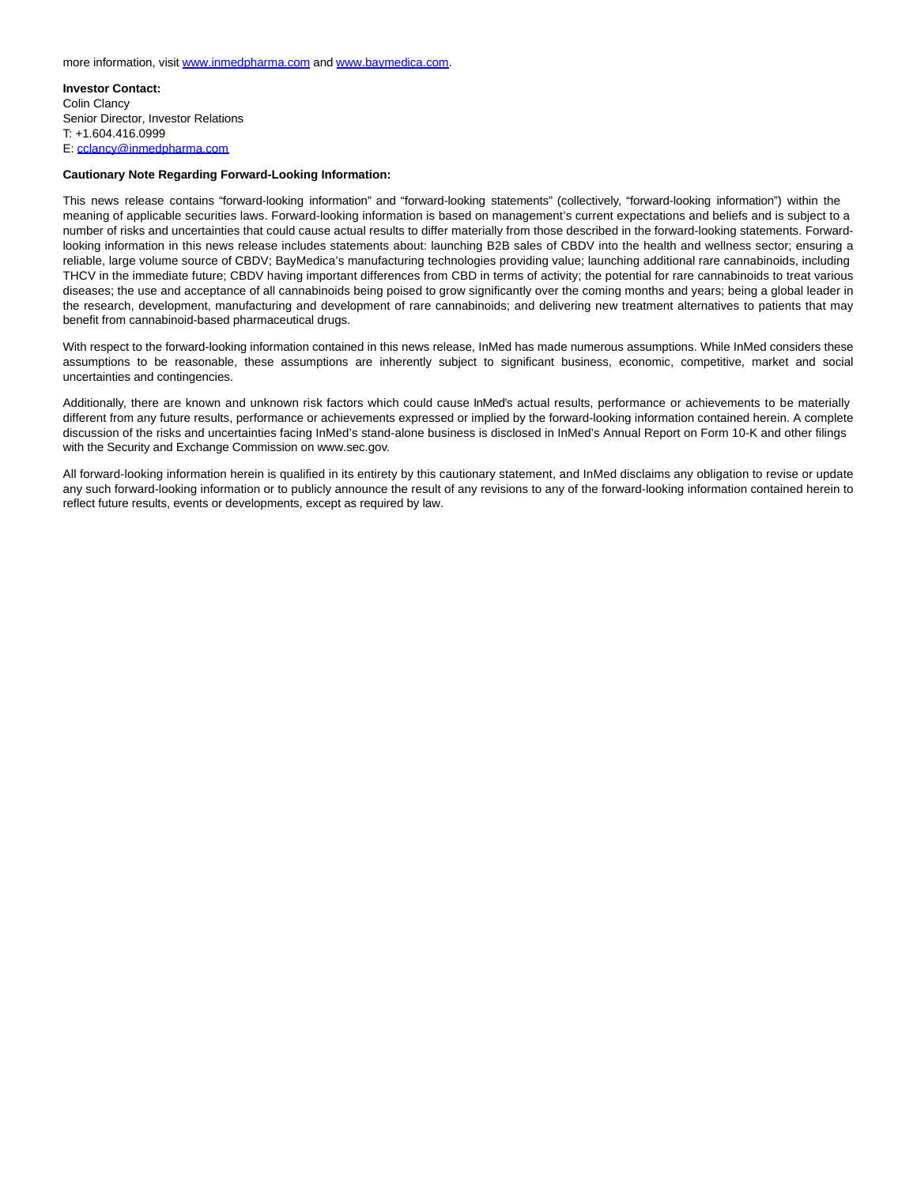more information, visit www.inmedpharma.com and www.baymedica.com.

**Investor Contact:**
Colin Clancy
Senior Director, Investor Relations
T: +1.604.416.0999
E: cclancy@inmedpharma.com

**Cautionary Note Regarding Forward-Looking Information:**

This news release contains "forward-looking information" and "forward-looking statements" (collectively, "forward-looking information") within the meaning of applicable securities laws. Forward-looking information is based on management's current expectations and beliefs and is subject to a number of risks and uncertainties that could cause actual results to differ materially from those described in the forward-looking statements. Forward-looking information in this news release includes statements about: launching B2B sales of CBDV into the health and wellness sector; ensuring a reliable, large volume source of CBDV; BayMedica's manufacturing technologies providing value; launching additional rare cannabinoids, including THCV in the immediate future; CBDV having important differences from CBD in terms of activity; the potential for rare cannabinoids to treat various diseases; the use and acceptance of all cannabinoids being poised to grow significantly over the coming months and years; being a global leader in the research, development, manufacturing and development of rare cannabinoids; and delivering new treatment alternatives to patients that may benefit from cannabinoid-based pharmaceutical drugs.

With respect to the forward-looking information contained in this news release, InMed has made numerous assumptions. While InMed considers these assumptions to be reasonable, these assumptions are inherently subject to significant business, economic, competitive, market and social uncertainties and contingencies.

Additionally, there are known and unknown risk factors which could cause InMed's actual results, performance or achievements to be materially different from any future results, performance or achievements expressed or implied by the forward-looking information contained herein. A complete discussion of the risks and uncertainties facing InMed's stand-alone business is disclosed in InMed's Annual Report on Form 10-K and other filings with the Security and Exchange Commission on www.sec.gov.

All forward-looking information herein is qualified in its entirety by this cautionary statement, and InMed disclaims any obligation to revise or update any such forward-looking information or to publicly announce the result of any revisions to any of the forward-looking information contained herein to reflect future results, events or developments, except as required by law.